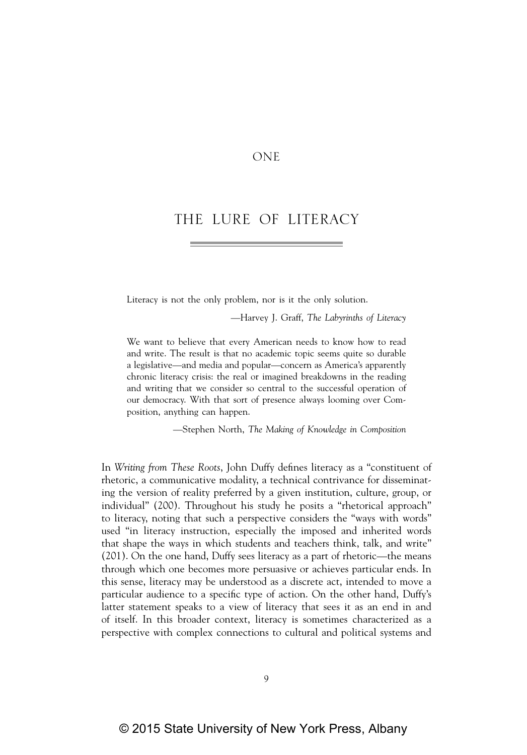# ONE

# THE LURE OF LITERACY

> Literacy is not the only problem, nor is it the only solution.
>
> —Harvey J. Graff, *The Labyrinths of Literacy*

> We want to believe that every American needs to know how to read and write. The result is that no academic topic seems quite so durable a legislative—and media and popular—concern as America's apparently chronic literacy crisis: the real or imagined breakdowns in the reading and writing that we consider so central to the successful operation of our democracy. With that sort of presence always looming over Composition, anything can happen.
>
> —Stephen North, *The Making of Knowledge in Composition*

In *Writing from These Roots*, John Duffy defines literacy as a "constituent of rhetoric, a communicative modality, a technical contrivance for disseminating the version of reality preferred by a given institution, culture, group, or individual" (200). Throughout his study he posits a "rhetorical approach" to literacy, noting that such a perspective considers the "ways with words" used "in literacy instruction, especially the imposed and inherited words that shape the ways in which students and teachers think, talk, and write" (201). On the one hand, Duffy sees literacy as a part of rhetoric—the means through which one becomes more persuasive or achieves particular ends. In this sense, literacy may be understood as a discrete act, intended to move a particular audience to a specific type of action. On the other hand, Duffy's latter statement speaks to a view of literacy that sees it as an end in and of itself. In this broader context, literacy is sometimes characterized as a perspective with complex connections to cultural and political systems and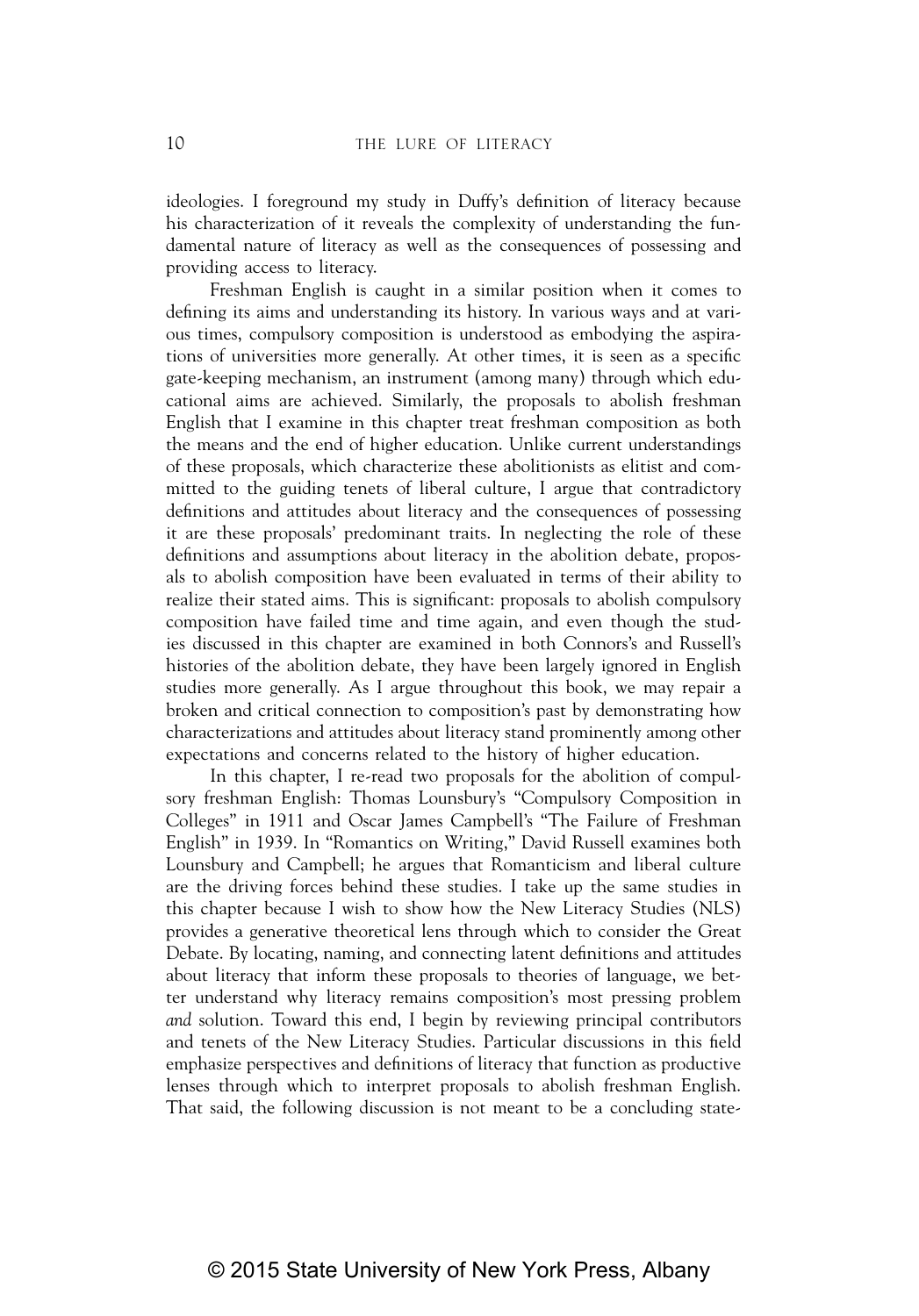ideologies. I foreground my study in Duffy's definition of literacy because his characterization of it reveals the complexity of understanding the fundamental nature of literacy as well as the consequences of possessing and providing access to literacy.

Freshman English is caught in a similar position when it comes to defining its aims and understanding its history. In various ways and at various times, compulsory composition is understood as embodying the aspirations of universities more generally. At other times, it is seen as a specific gate-keeping mechanism, an instrument (among many) through which educational aims are achieved. Similarly, the proposals to abolish freshman English that I examine in this chapter treat freshman composition as both the means and the end of higher education. Unlike current understandings of these proposals, which characterize these abolitionists as elitist and committed to the guiding tenets of liberal culture, I argue that contradictory definitions and attitudes about literacy and the consequences of possessing it are these proposals' predominant traits. In neglecting the role of these definitions and assumptions about literacy in the abolition debate, proposals to abolish composition have been evaluated in terms of their ability to realize their stated aims. This is significant: proposals to abolish compulsory composition have failed time and time again, and even though the studies discussed in this chapter are examined in both Connors's and Russell's histories of the abolition debate, they have been largely ignored in English studies more generally. As I argue throughout this book, we may repair a broken and critical connection to composition's past by demonstrating how characterizations and attitudes about literacy stand prominently among other expectations and concerns related to the history of higher education.

In this chapter, I re-read two proposals for the abolition of compulsory freshman English: Thomas Lounsbury's "Compulsory Composition in Colleges" in 1911 and Oscar James Campbell's "The Failure of Freshman English" in 1939. In "Romantics on Writing," David Russell examines both Lounsbury and Campbell; he argues that Romanticism and liberal culture are the driving forces behind these studies. I take up the same studies in this chapter because I wish to show how the New Literacy Studies (NLS) provides a generative theoretical lens through which to consider the Great Debate. By locating, naming, and connecting latent definitions and attitudes about literacy that inform these proposals to theories of language, we better understand why literacy remains composition's most pressing problem *and* solution. Toward this end, I begin by reviewing principal contributors and tenets of the New Literacy Studies. Particular discussions in this field emphasize perspectives and definitions of literacy that function as productive lenses through which to interpret proposals to abolish freshman English. That said, the following discussion is not meant to be a concluding state-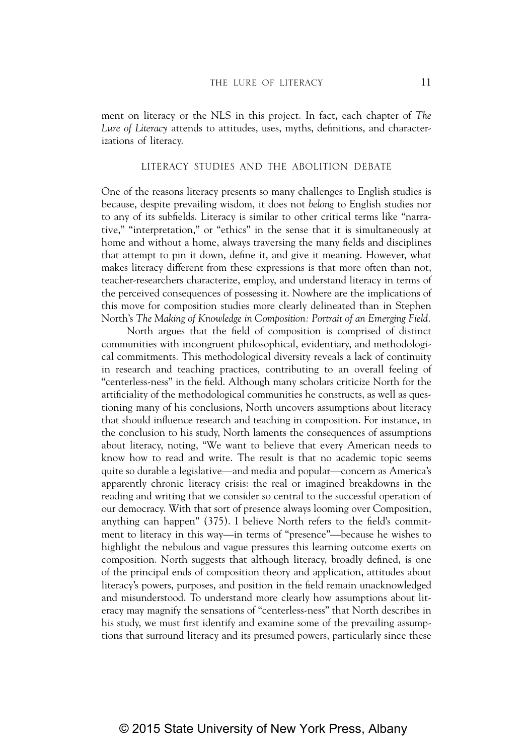ment on literacy or the NLS in this project. In fact, each chapter of *The Lure of Literacy* attends to attitudes, uses, myths, definitions, and characterizations of literacy.

## LITERACY STUDIES AND THE ABOLITION DEBATE

One of the reasons literacy presents so many challenges to English studies is because, despite prevailing wisdom, it does not *belong* to English studies nor to any of its subfields. Literacy is similar to other critical terms like "narrative," "interpretation," or "ethics" in the sense that it is simultaneously at home and without a home, always traversing the many fields and disciplines that attempt to pin it down, define it, and give it meaning. However, what makes literacy different from these expressions is that more often than not, teacher-researchers characterize, employ, and understand literacy in terms of the perceived consequences of possessing it. Nowhere are the implications of this move for composition studies more clearly delineated than in Stephen North's *The Making of Knowledge in Composition: Portrait of an Emerging Field.*

North argues that the field of composition is comprised of distinct communities with incongruent philosophical, evidentiary, and methodological commitments. This methodological diversity reveals a lack of continuity in research and teaching practices, contributing to an overall feeling of "centerless-ness" in the field. Although many scholars criticize North for the artificiality of the methodological communities he constructs, as well as questioning many of his conclusions, North uncovers assumptions about literacy that should influence research and teaching in composition. For instance, in the conclusion to his study, North laments the consequences of assumptions about literacy, noting, "We want to believe that every American needs to know how to read and write. The result is that no academic topic seems quite so durable a legislative—and media and popular—concern as America's apparently chronic literacy crisis: the real or imagined breakdowns in the reading and writing that we consider so central to the successful operation of our democracy. With that sort of presence always looming over Composition, anything can happen" (375). I believe North refers to the field's commitment to literacy in this way—in terms of "presence"—because he wishes to highlight the nebulous and vague pressures this learning outcome exerts on composition. North suggests that although literacy, broadly defined, is one of the principal ends of composition theory and application, attitudes about literacy's powers, purposes, and position in the field remain unacknowledged and misunderstood. To understand more clearly how assumptions about literacy may magnify the sensations of "centerless-ness" that North describes in his study, we must first identify and examine some of the prevailing assumptions that surround literacy and its presumed powers, particularly since these

© 2015 State University of New York Press, Albany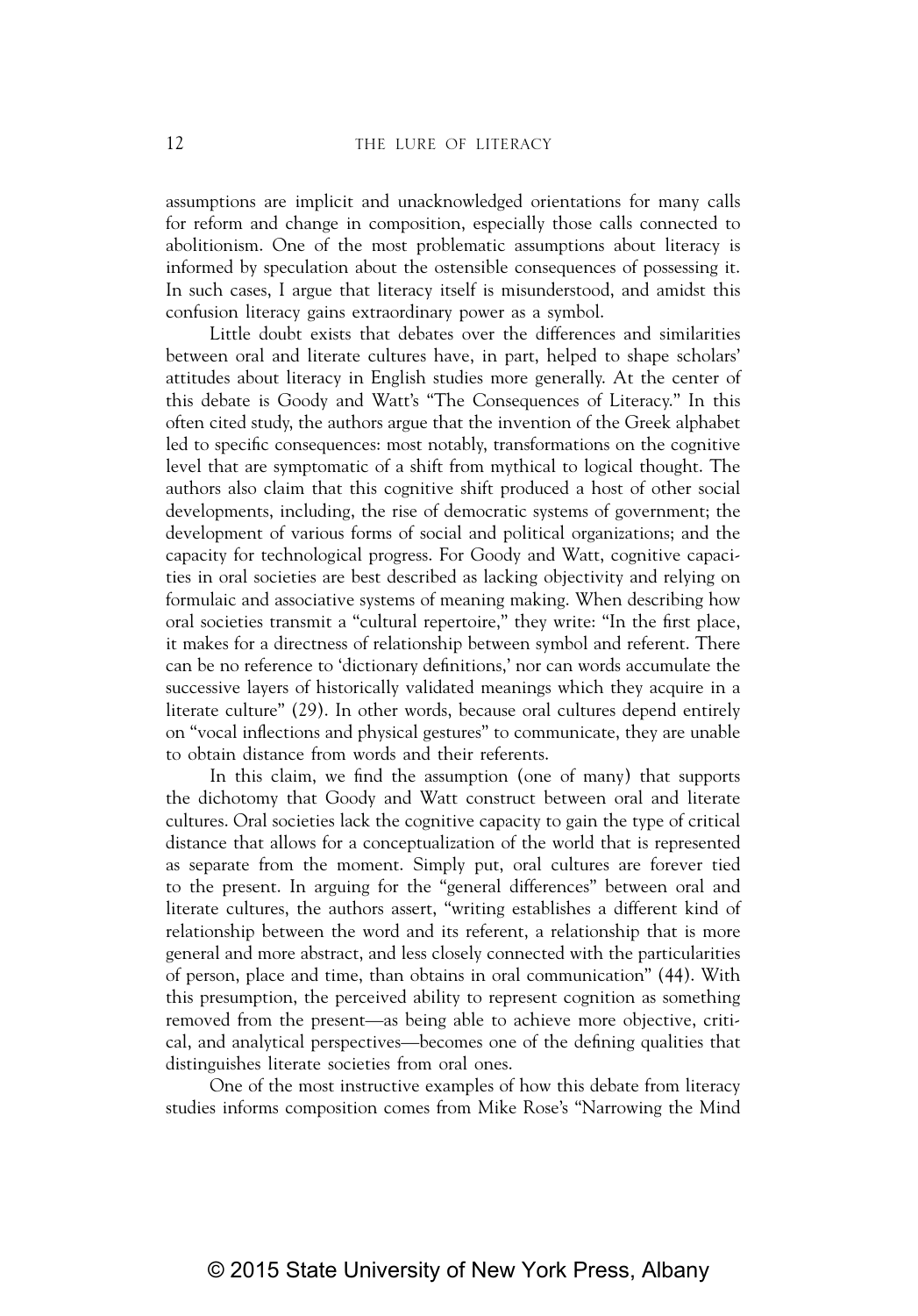assumptions are implicit and unacknowledged orientations for many calls for reform and change in composition, especially those calls connected to abolitionism. One of the most problematic assumptions about literacy is informed by speculation about the ostensible consequences of possessing it. In such cases, I argue that literacy itself is misunderstood, and amidst this confusion literacy gains extraordinary power as a symbol.

Little doubt exists that debates over the differences and similarities between oral and literate cultures have, in part, helped to shape scholars' attitudes about literacy in English studies more generally. At the center of this debate is Goody and Watt's "The Consequences of Literacy." In this often cited study, the authors argue that the invention of the Greek alphabet led to specific consequences: most notably, transformations on the cognitive level that are symptomatic of a shift from mythical to logical thought. The authors also claim that this cognitive shift produced a host of other social developments, including, the rise of democratic systems of government; the development of various forms of social and political organizations; and the capacity for technological progress. For Goody and Watt, cognitive capacities in oral societies are best described as lacking objectivity and relying on formulaic and associative systems of meaning making. When describing how oral societies transmit a "cultural repertoire," they write: "In the first place, it makes for a directness of relationship between symbol and referent. There can be no reference to 'dictionary definitions,' nor can words accumulate the successive layers of historically validated meanings which they acquire in a literate culture" (29). In other words, because oral cultures depend entirely on "vocal inflections and physical gestures" to communicate, they are unable to obtain distance from words and their referents.

In this claim, we find the assumption (one of many) that supports the dichotomy that Goody and Watt construct between oral and literate cultures. Oral societies lack the cognitive capacity to gain the type of critical distance that allows for a conceptualization of the world that is represented as separate from the moment. Simply put, oral cultures are forever tied to the present. In arguing for the "general differences" between oral and literate cultures, the authors assert, "writing establishes a different kind of relationship between the word and its referent, a relationship that is more general and more abstract, and less closely connected with the particularities of person, place and time, than obtains in oral communication" (44). With this presumption, the perceived ability to represent cognition as something removed from the present—as being able to achieve more objective, critical, and analytical perspectives—becomes one of the defining qualities that distinguishes literate societies from oral ones.

One of the most instructive examples of how this debate from literacy studies informs composition comes from Mike Rose's "Narrowing the Mind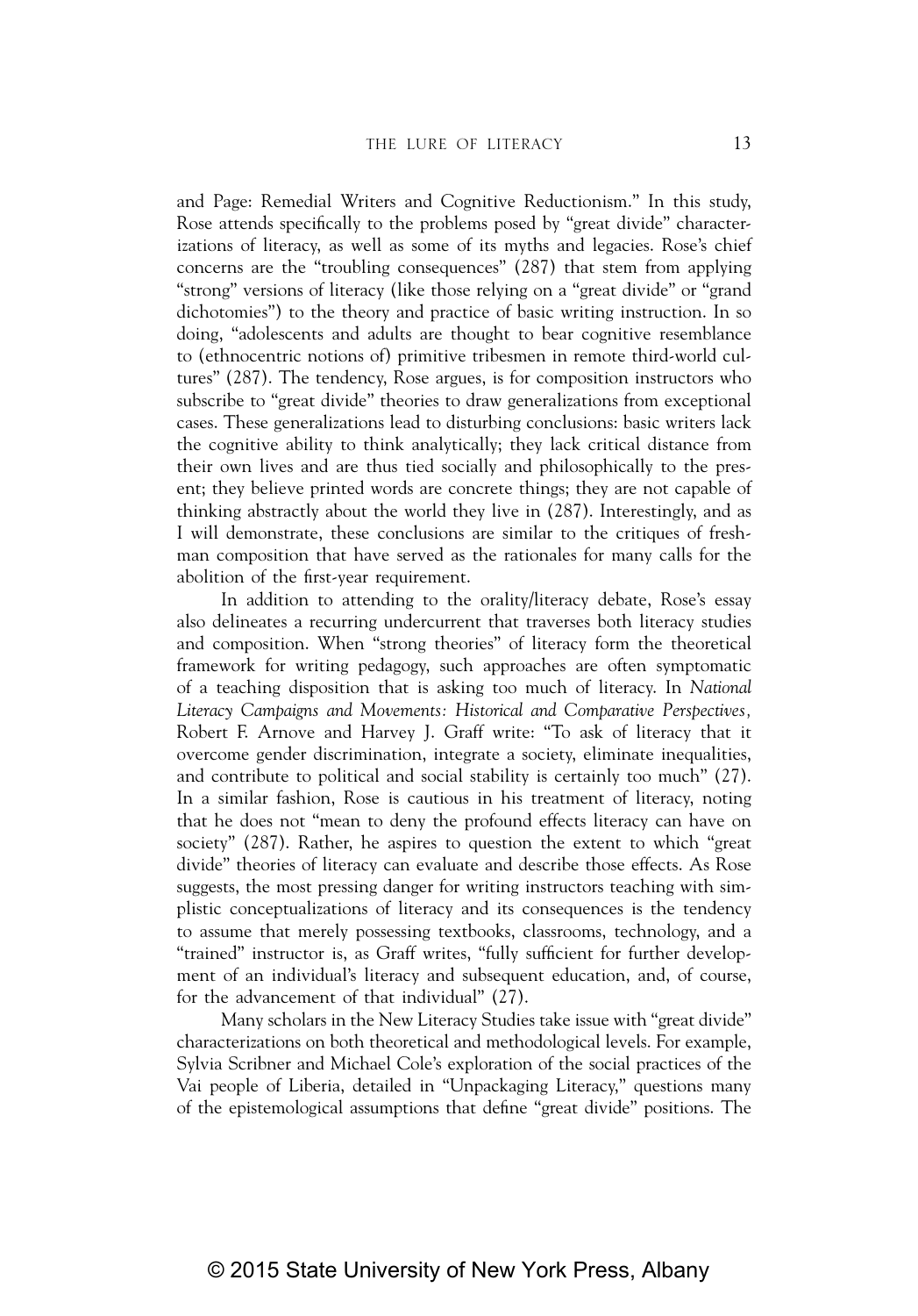and Page: Remedial Writers and Cognitive Reductionism." In this study, Rose attends specifically to the problems posed by "great divide" characterizations of literacy, as well as some of its myths and legacies. Rose's chief concerns are the "troubling consequences" (287) that stem from applying "strong" versions of literacy (like those relying on a "great divide" or "grand dichotomies") to the theory and practice of basic writing instruction. In so doing, "adolescents and adults are thought to bear cognitive resemblance to (ethnocentric notions of) primitive tribesmen in remote third-world cultures" (287). The tendency, Rose argues, is for composition instructors who subscribe to "great divide" theories to draw generalizations from exceptional cases. These generalizations lead to disturbing conclusions: basic writers lack the cognitive ability to think analytically; they lack critical distance from their own lives and are thus tied socially and philosophically to the present; they believe printed words are concrete things; they are not capable of thinking abstractly about the world they live in (287). Interestingly, and as I will demonstrate, these conclusions are similar to the critiques of freshman composition that have served as the rationales for many calls for the abolition of the first-year requirement.

In addition to attending to the orality/literacy debate, Rose's essay also delineates a recurring undercurrent that traverses both literacy studies and composition. When "strong theories" of literacy form the theoretical framework for writing pedagogy, such approaches are often symptomatic of a teaching disposition that is asking too much of literacy. In *National Literacy Campaigns and Movements: Historical and Comparative Perspectives,* Robert F. Arnove and Harvey J. Graff write: "To ask of literacy that it overcome gender discrimination, integrate a society, eliminate inequalities, and contribute to political and social stability is certainly too much" (27). In a similar fashion, Rose is cautious in his treatment of literacy, noting that he does not "mean to deny the profound effects literacy can have on society" (287). Rather, he aspires to question the extent to which "great divide" theories of literacy can evaluate and describe those effects. As Rose suggests, the most pressing danger for writing instructors teaching with simplistic conceptualizations of literacy and its consequences is the tendency to assume that merely possessing textbooks, classrooms, technology, and a "trained" instructor is, as Graff writes, "fully sufficient for further development of an individual's literacy and subsequent education, and, of course, for the advancement of that individual" (27).

Many scholars in the New Literacy Studies take issue with "great divide" characterizations on both theoretical and methodological levels. For example, Sylvia Scribner and Michael Cole's exploration of the social practices of the Vai people of Liberia, detailed in "Unpackaging Literacy," questions many of the epistemological assumptions that define "great divide" positions. The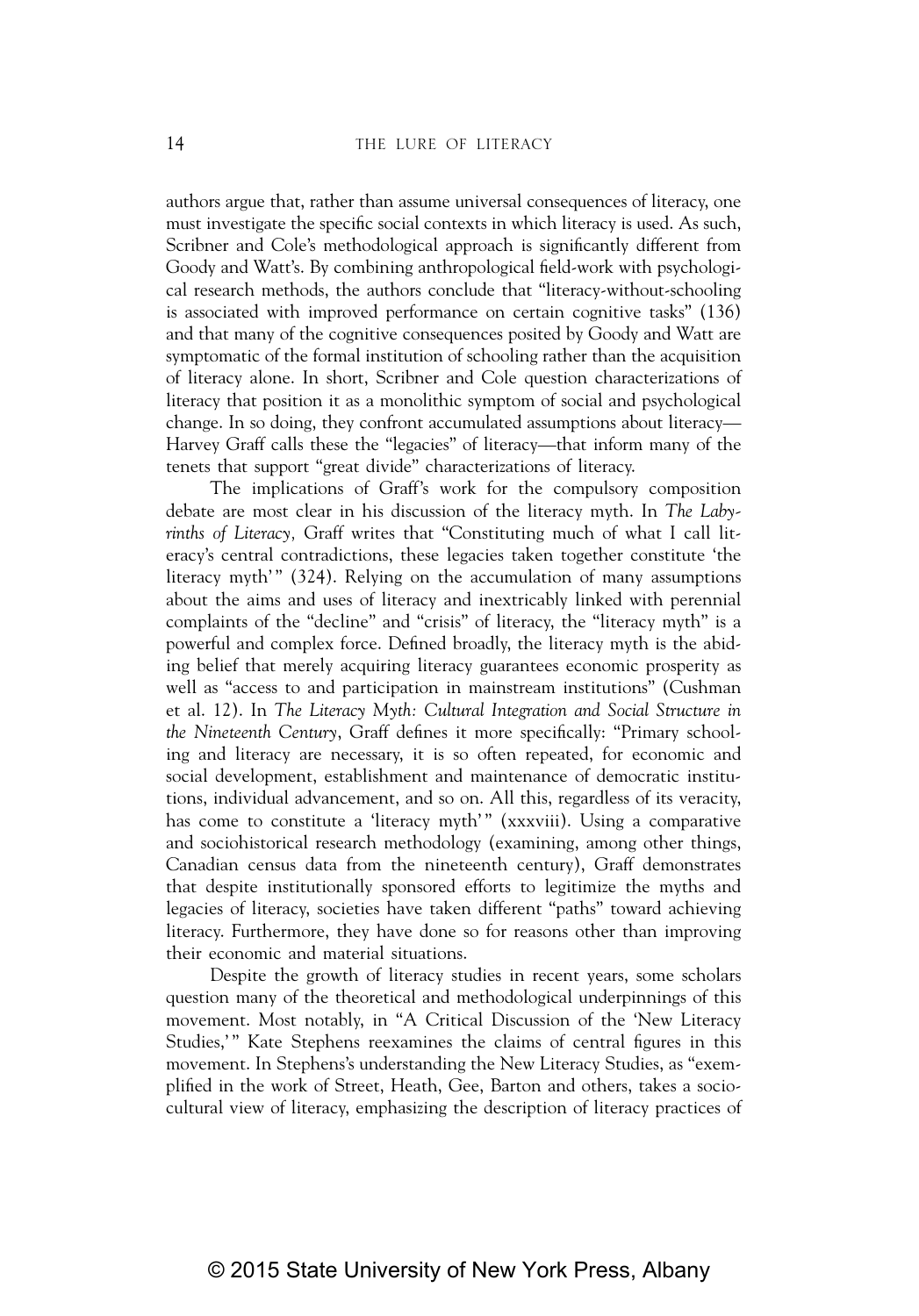authors argue that, rather than assume universal consequences of literacy, one must investigate the specific social contexts in which literacy is used. As such, Scribner and Cole's methodological approach is significantly different from Goody and Watt's. By combining anthropological field-work with psychological research methods, the authors conclude that "literacy-without-schooling is associated with improved performance on certain cognitive tasks" (136) and that many of the cognitive consequences posited by Goody and Watt are symptomatic of the formal institution of schooling rather than the acquisition of literacy alone. In short, Scribner and Cole question characterizations of literacy that position it as a monolithic symptom of social and psychological change. In so doing, they confront accumulated assumptions about literacy—Harvey Graff calls these the "legacies" of literacy—that inform many of the tenets that support "great divide" characterizations of literacy.

The implications of Graff's work for the compulsory composition debate are most clear in his discussion of the literacy myth. In *The Labyrinths of Literacy*, Graff writes that "Constituting much of what I call literacy's central contradictions, these legacies taken together constitute 'the literacy myth'" (324). Relying on the accumulation of many assumptions about the aims and uses of literacy and inextricably linked with perennial complaints of the "decline" and "crisis" of literacy, the "literacy myth" is a powerful and complex force. Defined broadly, the literacy myth is the abiding belief that merely acquiring literacy guarantees economic prosperity as well as "access to and participation in mainstream institutions" (Cushman et al. 12). In *The Literacy Myth: Cultural Integration and Social Structure in the Nineteenth Century*, Graff defines it more specifically: "Primary schooling and literacy are necessary, it is so often repeated, for economic and social development, establishment and maintenance of democratic institutions, individual advancement, and so on. All this, regardless of its veracity, has come to constitute a 'literacy myth'" (xxxviii). Using a comparative and sociohistorical research methodology (examining, among other things, Canadian census data from the nineteenth century), Graff demonstrates that despite institutionally sponsored efforts to legitimize the myths and legacies of literacy, societies have taken different "paths" toward achieving literacy. Furthermore, they have done so for reasons other than improving their economic and material situations.

Despite the growth of literacy studies in recent years, some scholars question many of the theoretical and methodological underpinnings of this movement. Most notably, in "A Critical Discussion of the 'New Literacy Studies,'" Kate Stephens reexamines the claims of central figures in this movement. In Stephens's understanding the New Literacy Studies, as "exemplified in the work of Street, Heath, Gee, Barton and others, takes a sociocultural view of literacy, emphasizing the description of literacy practices of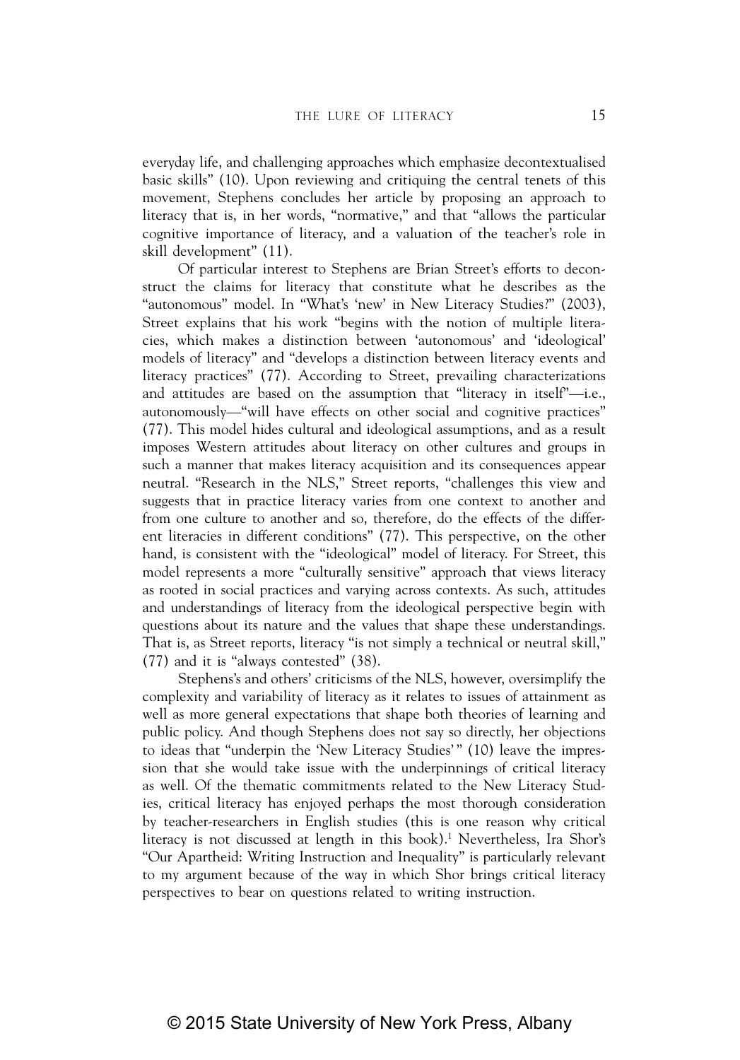everyday life, and challenging approaches which emphasize decontextualised basic skills" (10). Upon reviewing and critiquing the central tenets of this movement, Stephens concludes her article by proposing an approach to literacy that is, in her words, "normative," and that "allows the particular cognitive importance of literacy, and a valuation of the teacher's role in skill development" (11).

Of particular interest to Stephens are Brian Street's efforts to deconstruct the claims for literacy that constitute what he describes as the "autonomous" model. In "What's 'new' in New Literacy Studies?" (2003), Street explains that his work "begins with the notion of multiple literacies, which makes a distinction between 'autonomous' and 'ideological' models of literacy" and "develops a distinction between literacy events and literacy practices" (77). According to Street, prevailing characterizations and attitudes are based on the assumption that "literacy in itself"—i.e., autonomously—"will have effects on other social and cognitive practices" (77). This model hides cultural and ideological assumptions, and as a result imposes Western attitudes about literacy on other cultures and groups in such a manner that makes literacy acquisition and its consequences appear neutral. "Research in the NLS," Street reports, "challenges this view and suggests that in practice literacy varies from one context to another and from one culture to another and so, therefore, do the effects of the different literacies in different conditions" (77). This perspective, on the other hand, is consistent with the "ideological" model of literacy. For Street, this model represents a more "culturally sensitive" approach that views literacy as rooted in social practices and varying across contexts. As such, attitudes and understandings of literacy from the ideological perspective begin with questions about its nature and the values that shape these understandings. That is, as Street reports, literacy "is not simply a technical or neutral skill," (77) and it is "always contested" (38).

Stephens's and others' criticisms of the NLS, however, oversimplify the complexity and variability of literacy as it relates to issues of attainment as well as more general expectations that shape both theories of learning and public policy. And though Stephens does not say so directly, her objections to ideas that "underpin the 'New Literacy Studies'" (10) leave the impression that she would take issue with the underpinnings of critical literacy as well. Of the thematic commitments related to the New Literacy Studies, critical literacy has enjoyed perhaps the most thorough consideration by teacher-researchers in English studies (this is one reason why critical literacy is not discussed at length in this book).[1] Nevertheless, Ira Shor's "Our Apartheid: Writing Instruction and Inequality" is particularly relevant to my argument because of the way in which Shor brings critical literacy perspectives to bear on questions related to writing instruction.

© 2015 State University of New York Press, Albany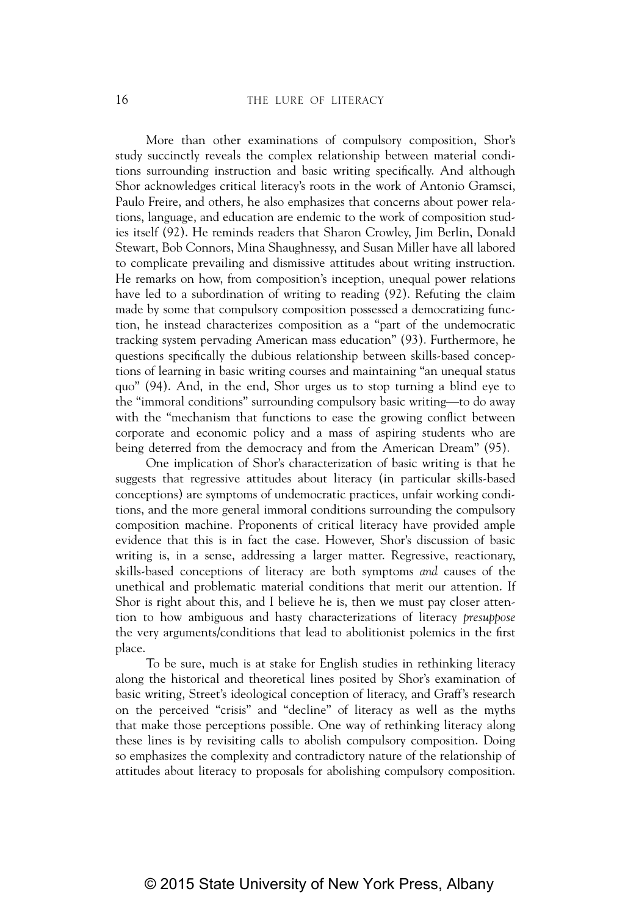More than other examinations of compulsory composition, Shor's study succinctly reveals the complex relationship between material conditions surrounding instruction and basic writing specifically. And although Shor acknowledges critical literacy's roots in the work of Antonio Gramsci, Paulo Freire, and others, he also emphasizes that concerns about power relations, language, and education are endemic to the work of composition studies itself (92). He reminds readers that Sharon Crowley, Jim Berlin, Donald Stewart, Bob Connors, Mina Shaughnessy, and Susan Miller have all labored to complicate prevailing and dismissive attitudes about writing instruction. He remarks on how, from composition's inception, unequal power relations have led to a subordination of writing to reading (92). Refuting the claim made by some that compulsory composition possessed a democratizing function, he instead characterizes composition as a "part of the undemocratic tracking system pervading American mass education" (93). Furthermore, he questions specifically the dubious relationship between skills-based conceptions of learning in basic writing courses and maintaining "an unequal status quo" (94). And, in the end, Shor urges us to stop turning a blind eye to the "immoral conditions" surrounding compulsory basic writing—to do away with the "mechanism that functions to ease the growing conflict between corporate and economic policy and a mass of aspiring students who are being deterred from the democracy and from the American Dream" (95).

One implication of Shor's characterization of basic writing is that he suggests that regressive attitudes about literacy (in particular skills-based conceptions) are symptoms of undemocratic practices, unfair working conditions, and the more general immoral conditions surrounding the compulsory composition machine. Proponents of critical literacy have provided ample evidence that this is in fact the case. However, Shor's discussion of basic writing is, in a sense, addressing a larger matter. Regressive, reactionary, skills-based conceptions of literacy are both symptoms *and* causes of the unethical and problematic material conditions that merit our attention. If Shor is right about this, and I believe he is, then we must pay closer attention to how ambiguous and hasty characterizations of literacy *presuppose* the very arguments/conditions that lead to abolitionist polemics in the first place.

To be sure, much is at stake for English studies in rethinking literacy along the historical and theoretical lines posited by Shor's examination of basic writing, Street's ideological conception of literacy, and Graff's research on the perceived "crisis" and "decline" of literacy as well as the myths that make those perceptions possible. One way of rethinking literacy along these lines is by revisiting calls to abolish compulsory composition. Doing so emphasizes the complexity and contradictory nature of the relationship of attitudes about literacy to proposals for abolishing compulsory composition.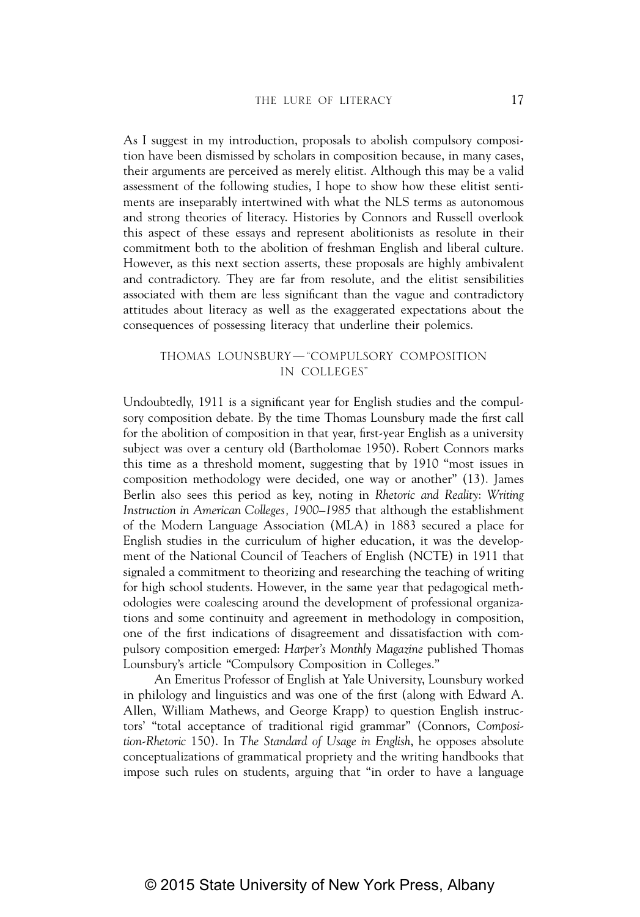As I suggest in my introduction, proposals to abolish compulsory composition have been dismissed by scholars in composition because, in many cases, their arguments are perceived as merely elitist. Although this may be a valid assessment of the following studies, I hope to show how these elitist sentiments are inseparably intertwined with what the NLS terms as autonomous and strong theories of literacy. Histories by Connors and Russell overlook this aspect of these essays and represent abolitionists as resolute in their commitment both to the abolition of freshman English and liberal culture. However, as this next section asserts, these proposals are highly ambivalent and contradictory. They are far from resolute, and the elitist sensibilities associated with them are less significant than the vague and contradictory attitudes about literacy as well as the exaggerated expectations about the consequences of possessing literacy that underline their polemics.

## THOMAS LOUNSBURY—"COMPULSORY COMPOSITION IN COLLEGES"

Undoubtedly, 1911 is a significant year for English studies and the compulsory composition debate. By the time Thomas Lounsbury made the first call for the abolition of composition in that year, first-year English as a university subject was over a century old (Bartholomae 1950). Robert Connors marks this time as a threshold moment, suggesting that by 1910 "most issues in composition methodology were decided, one way or another" (13). James Berlin also sees this period as key, noting in *Rhetoric and Reality: Writing Instruction in American Colleges, 1900–1985* that although the establishment of the Modern Language Association (MLA) in 1883 secured a place for English studies in the curriculum of higher education, it was the development of the National Council of Teachers of English (NCTE) in 1911 that signaled a commitment to theorizing and researching the teaching of writing for high school students. However, in the same year that pedagogical methodologies were coalescing around the development of professional organizations and some continuity and agreement in methodology in composition, one of the first indications of disagreement and dissatisfaction with compulsory composition emerged: *Harper's Monthly Magazine* published Thomas Lounsbury's article "Compulsory Composition in Colleges."

An Emeritus Professor of English at Yale University, Lounsbury worked in philology and linguistics and was one of the first (along with Edward A. Allen, William Mathews, and George Krapp) to question English instructors' "total acceptance of traditional rigid grammar" (Connors, *Composition-Rhetoric* 150). In *The Standard of Usage in English*, he opposes absolute conceptualizations of grammatical propriety and the writing handbooks that impose such rules on students, arguing that "in order to have a language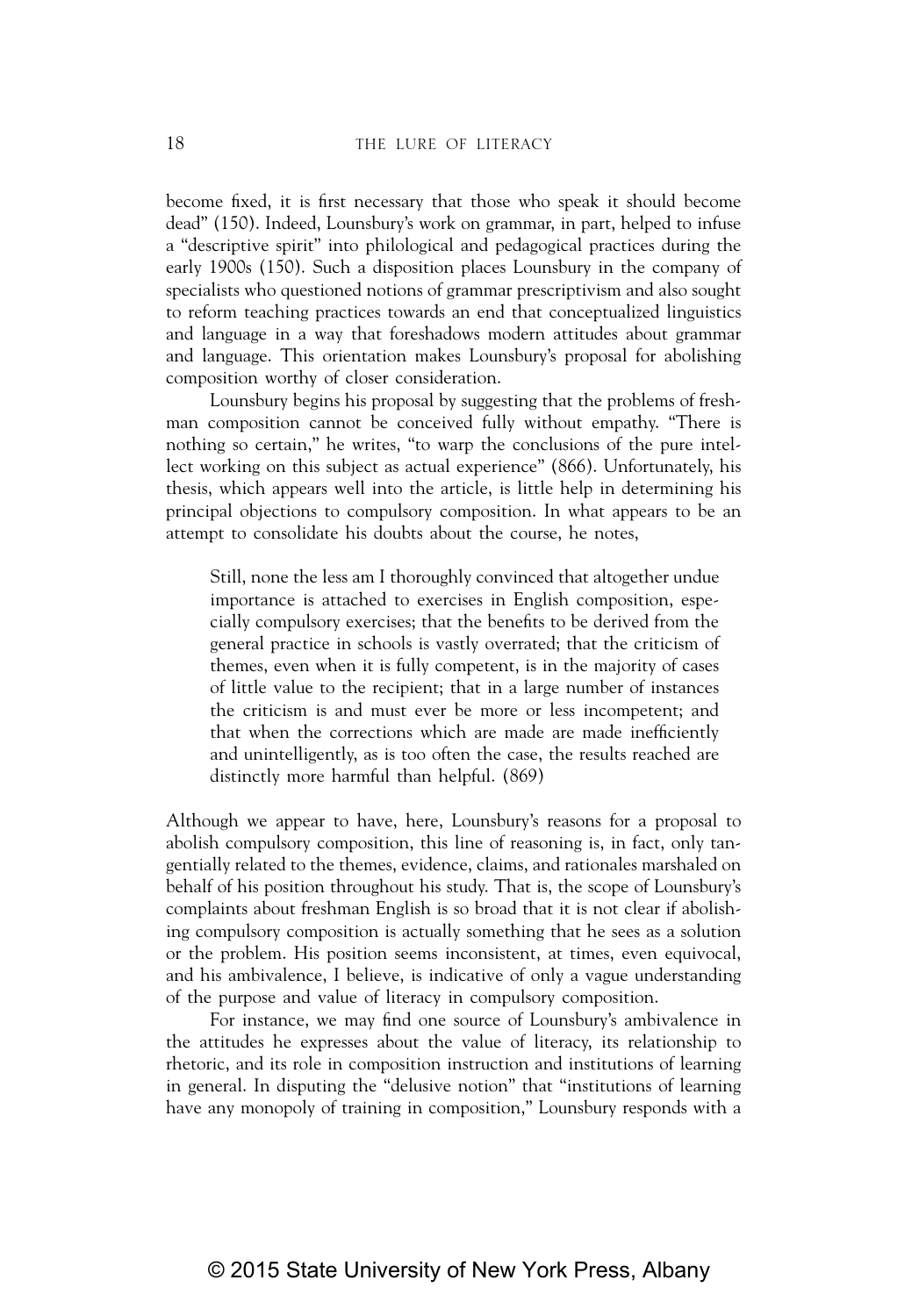become fixed, it is first necessary that those who speak it should become dead" (150). Indeed, Lounsbury's work on grammar, in part, helped to infuse a "descriptive spirit" into philological and pedagogical practices during the early 1900s (150). Such a disposition places Lounsbury in the company of specialists who questioned notions of grammar prescriptivism and also sought to reform teaching practices towards an end that conceptualized linguistics and language in a way that foreshadows modern attitudes about grammar and language. This orientation makes Lounsbury's proposal for abolishing composition worthy of closer consideration.

Lounsbury begins his proposal by suggesting that the problems of freshman composition cannot be conceived fully without empathy. "There is nothing so certain," he writes, "to warp the conclusions of the pure intellect working on this subject as actual experience" (866). Unfortunately, his thesis, which appears well into the article, is little help in determining his principal objections to compulsory composition. In what appears to be an attempt to consolidate his doubts about the course, he notes,

> Still, none the less am I thoroughly convinced that altogether undue importance is attached to exercises in English composition, especially compulsory exercises; that the benefits to be derived from the general practice in schools is vastly overrated; that the criticism of themes, even when it is fully competent, is in the majority of cases of little value to the recipient; that in a large number of instances the criticism is and must ever be more or less incompetent; and that when the corrections which are made are made inefficiently and unintelligently, as is too often the case, the results reached are distinctly more harmful than helpful. (869)

Although we appear to have, here, Lounsbury's reasons for a proposal to abolish compulsory composition, this line of reasoning is, in fact, only tangentially related to the themes, evidence, claims, and rationales marshaled on behalf of his position throughout his study. That is, the scope of Lounsbury's complaints about freshman English is so broad that it is not clear if abolishing compulsory composition is actually something that he sees as a solution or the problem. His position seems inconsistent, at times, even equivocal, and his ambivalence, I believe, is indicative of only a vague understanding of the purpose and value of literacy in compulsory composition.

For instance, we may find one source of Lounsbury's ambivalence in the attitudes he expresses about the value of literacy, its relationship to rhetoric, and its role in composition instruction and institutions of learning in general. In disputing the "delusive notion" that "institutions of learning have any monopoly of training in composition," Lounsbury responds with a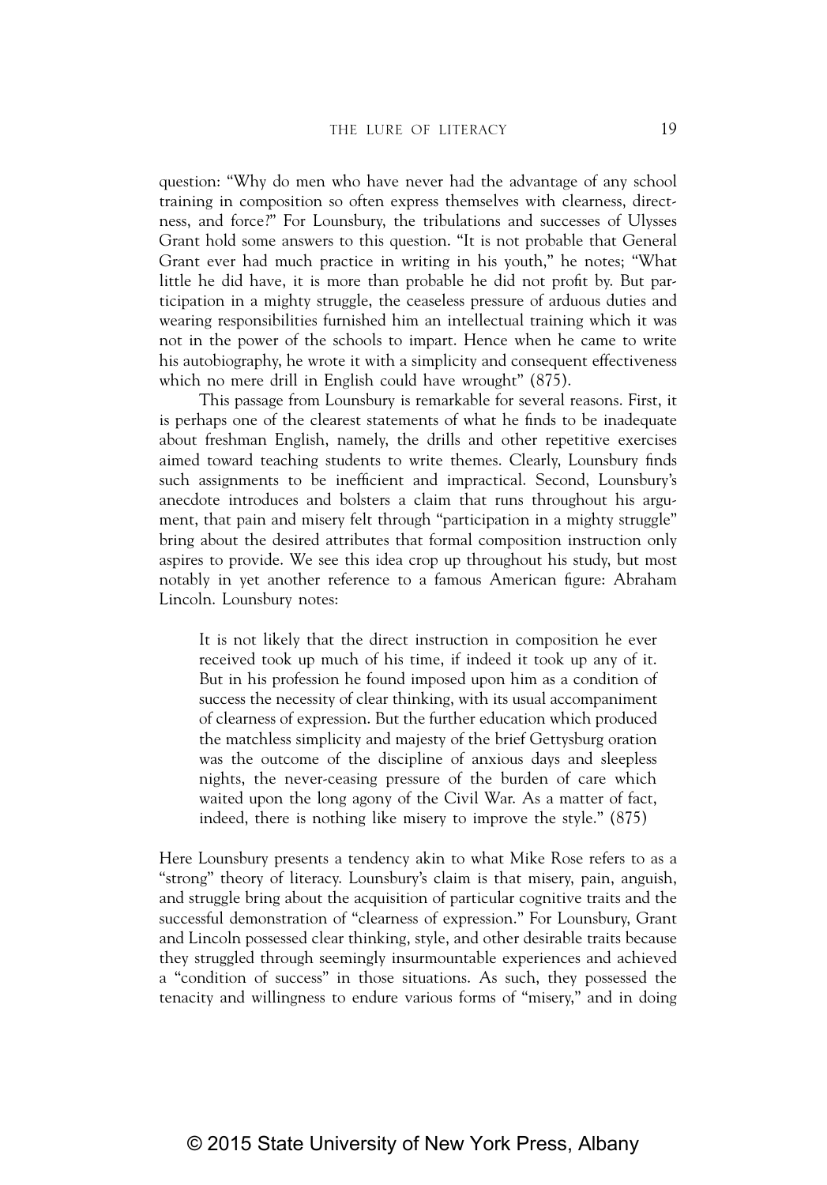question: "Why do men who have never had the advantage of any school training in composition so often express themselves with clearness, directness, and force?" For Lounsbury, the tribulations and successes of Ulysses Grant hold some answers to this question. "It is not probable that General Grant ever had much practice in writing in his youth," he notes; "What little he did have, it is more than probable he did not profit by. But participation in a mighty struggle, the ceaseless pressure of arduous duties and wearing responsibilities furnished him an intellectual training which it was not in the power of the schools to impart. Hence when he came to write his autobiography, he wrote it with a simplicity and consequent effectiveness which no mere drill in English could have wrought" (875).

This passage from Lounsbury is remarkable for several reasons. First, it is perhaps one of the clearest statements of what he finds to be inadequate about freshman English, namely, the drills and other repetitive exercises aimed toward teaching students to write themes. Clearly, Lounsbury finds such assignments to be inefficient and impractical. Second, Lounsbury's anecdote introduces and bolsters a claim that runs throughout his argument, that pain and misery felt through "participation in a mighty struggle" bring about the desired attributes that formal composition instruction only aspires to provide. We see this idea crop up throughout his study, but most notably in yet another reference to a famous American figure: Abraham Lincoln. Lounsbury notes:

> It is not likely that the direct instruction in composition he ever received took up much of his time, if indeed it took up any of it. But in his profession he found imposed upon him as a condition of success the necessity of clear thinking, with its usual accompaniment of clearness of expression. But the further education which produced the matchless simplicity and majesty of the brief Gettysburg oration was the outcome of the discipline of anxious days and sleepless nights, the never-ceasing pressure of the burden of care which waited upon the long agony of the Civil War. As a matter of fact, indeed, there is nothing like misery to improve the style." (875)

Here Lounsbury presents a tendency akin to what Mike Rose refers to as a "strong" theory of literacy. Lounsbury's claim is that misery, pain, anguish, and struggle bring about the acquisition of particular cognitive traits and the successful demonstration of "clearness of expression." For Lounsbury, Grant and Lincoln possessed clear thinking, style, and other desirable traits because they struggled through seemingly insurmountable experiences and achieved a "condition of success" in those situations. As such, they possessed the tenacity and willingness to endure various forms of "misery," and in doing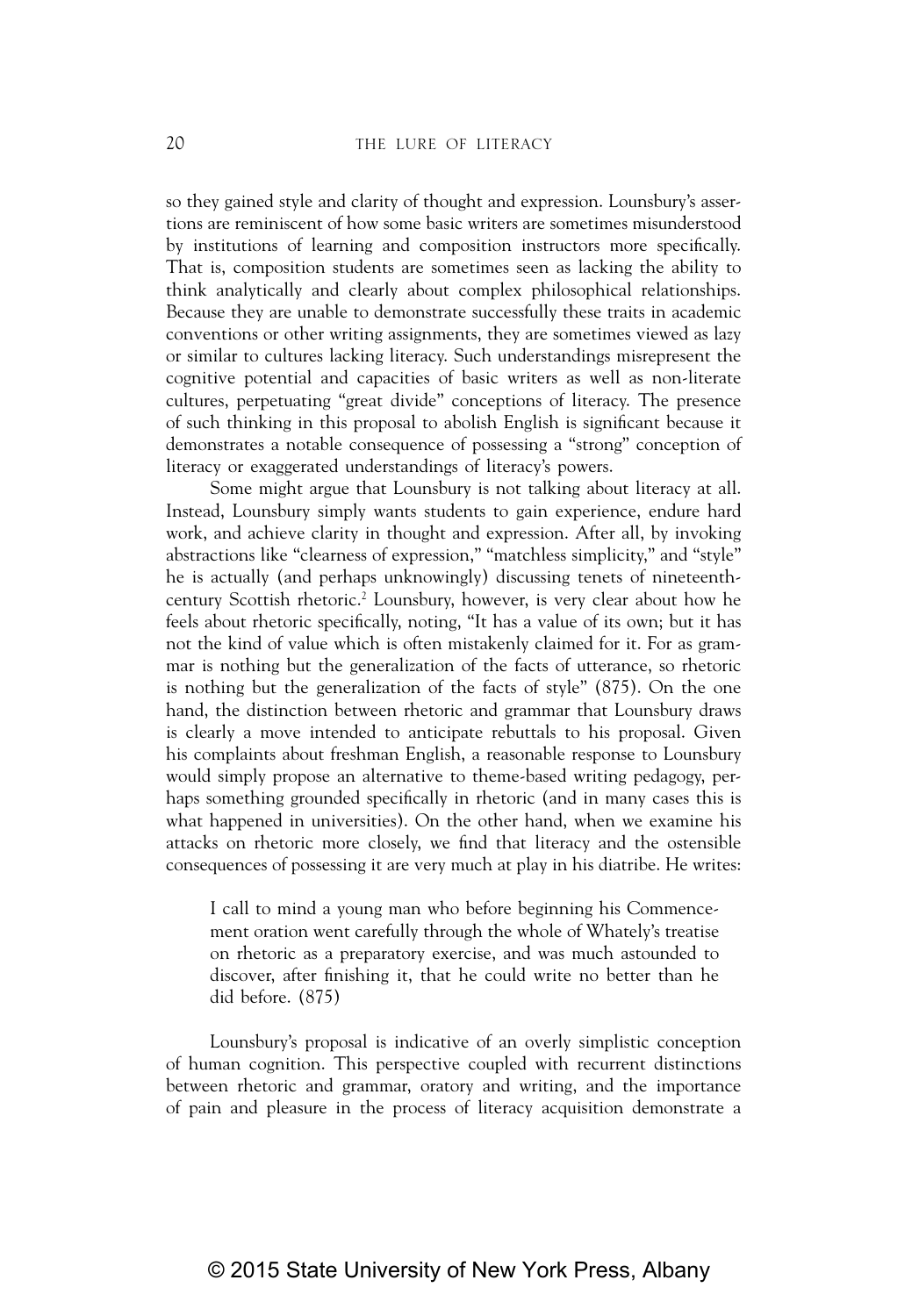so they gained style and clarity of thought and expression. Lounsbury's assertions are reminiscent of how some basic writers are sometimes misunderstood by institutions of learning and composition instructors more specifically. That is, composition students are sometimes seen as lacking the ability to think analytically and clearly about complex philosophical relationships. Because they are unable to demonstrate successfully these traits in academic conventions or other writing assignments, they are sometimes viewed as lazy or similar to cultures lacking literacy. Such understandings misrepresent the cognitive potential and capacities of basic writers as well as non-literate cultures, perpetuating "great divide" conceptions of literacy. The presence of such thinking in this proposal to abolish English is significant because it demonstrates a notable consequence of possessing a "strong" conception of literacy or exaggerated understandings of literacy's powers.

Some might argue that Lounsbury is not talking about literacy at all. Instead, Lounsbury simply wants students to gain experience, endure hard work, and achieve clarity in thought and expression. After all, by invoking abstractions like "clearness of expression," "matchless simplicity," and "style" he is actually (and perhaps unknowingly) discussing tenets of nineteenth-century Scottish rhetoric.[2] Lounsbury, however, is very clear about how he feels about rhetoric specifically, noting, "It has a value of its own; but it has not the kind of value which is often mistakenly claimed for it. For as grammar is nothing but the generalization of the facts of utterance, so rhetoric is nothing but the generalization of the facts of style" (875). On the one hand, the distinction between rhetoric and grammar that Lounsbury draws is clearly a move intended to anticipate rebuttals to his proposal. Given his complaints about freshman English, a reasonable response to Lounsbury would simply propose an alternative to theme-based writing pedagogy, perhaps something grounded specifically in rhetoric (and in many cases this is what happened in universities). On the other hand, when we examine his attacks on rhetoric more closely, we find that literacy and the ostensible consequences of possessing it are very much at play in his diatribe. He writes:

> I call to mind a young man who before beginning his Commencement oration went carefully through the whole of Whately's treatise on rhetoric as a preparatory exercise, and was much astounded to discover, after finishing it, that he could write no better than he did before. (875)

Lounsbury's proposal is indicative of an overly simplistic conception of human cognition. This perspective coupled with recurrent distinctions between rhetoric and grammar, oratory and writing, and the importance of pain and pleasure in the process of literacy acquisition demonstrate a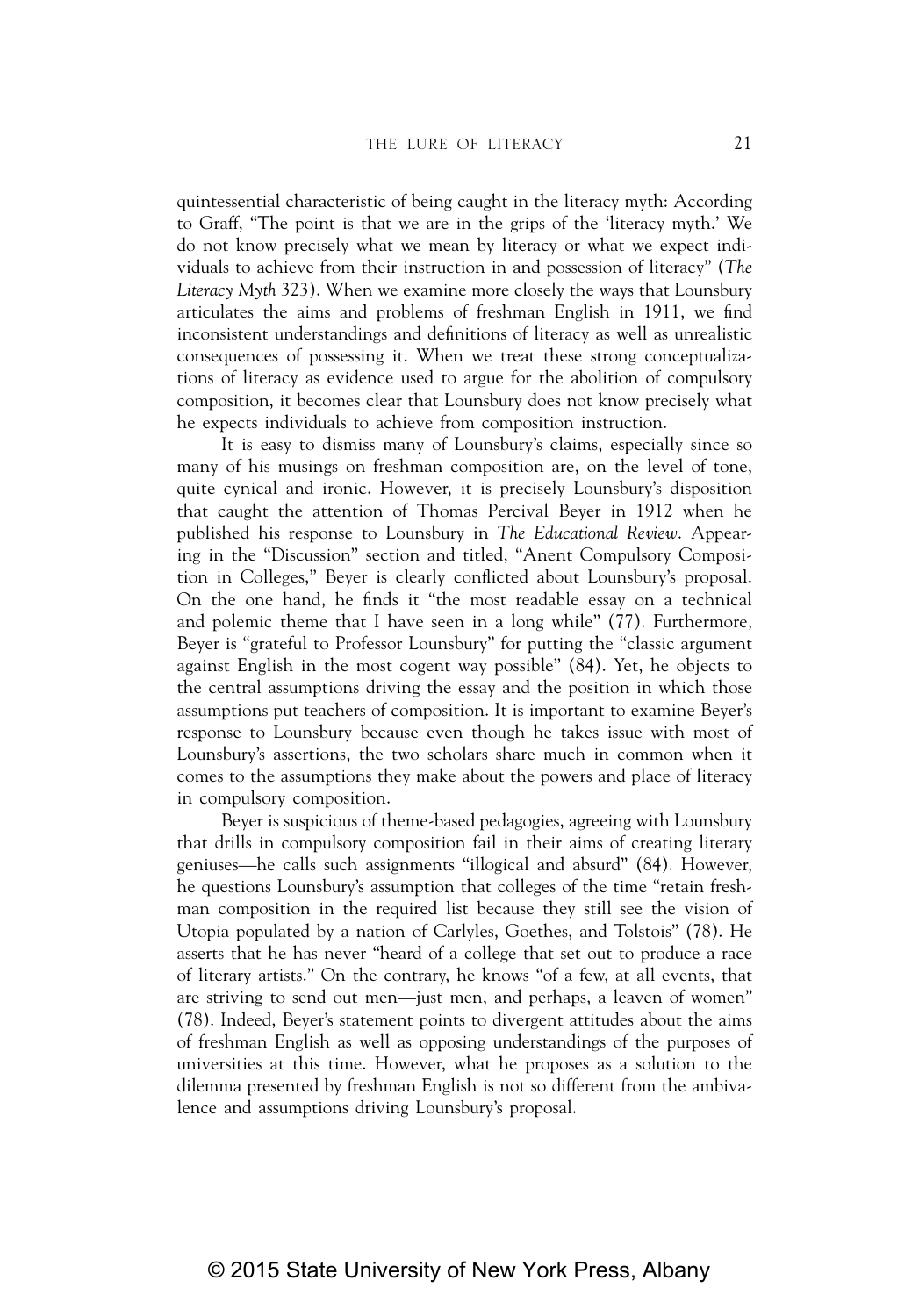quintessential characteristic of being caught in the literacy myth: According to Graff, "The point is that we are in the grips of the 'literacy myth.' We do not know precisely what we mean by literacy or what we expect individuals to achieve from their instruction in and possession of literacy" (*The Literacy Myth* 323). When we examine more closely the ways that Lounsbury articulates the aims and problems of freshman English in 1911, we find inconsistent understandings and definitions of literacy as well as unrealistic consequences of possessing it. When we treat these strong conceptualizations of literacy as evidence used to argue for the abolition of compulsory composition, it becomes clear that Lounsbury does not know precisely what he expects individuals to achieve from composition instruction.

It is easy to dismiss many of Lounsbury's claims, especially since so many of his musings on freshman composition are, on the level of tone, quite cynical and ironic. However, it is precisely Lounsbury's disposition that caught the attention of Thomas Percival Beyer in 1912 when he published his response to Lounsbury in *The Educational Review*. Appearing in the "Discussion" section and titled, "Anent Compulsory Composition in Colleges," Beyer is clearly conflicted about Lounsbury's proposal. On the one hand, he finds it "the most readable essay on a technical and polemic theme that I have seen in a long while" (77). Furthermore, Beyer is "grateful to Professor Lounsbury" for putting the "classic argument against English in the most cogent way possible" (84). Yet, he objects to the central assumptions driving the essay and the position in which those assumptions put teachers of composition. It is important to examine Beyer's response to Lounsbury because even though he takes issue with most of Lounsbury's assertions, the two scholars share much in common when it comes to the assumptions they make about the powers and place of literacy in compulsory composition.

Beyer is suspicious of theme-based pedagogies, agreeing with Lounsbury that drills in compulsory composition fail in their aims of creating literary geniuses—he calls such assignments "illogical and absurd" (84). However, he questions Lounsbury's assumption that colleges of the time "retain freshman composition in the required list because they still see the vision of Utopia populated by a nation of Carlyles, Goethes, and Tolstois" (78). He asserts that he has never "heard of a college that set out to produce a race of literary artists." On the contrary, he knows "of a few, at all events, that are striving to send out men—just men, and perhaps, a leaven of women" (78). Indeed, Beyer's statement points to divergent attitudes about the aims of freshman English as well as opposing understandings of the purposes of universities at this time. However, what he proposes as a solution to the dilemma presented by freshman English is not so different from the ambivalence and assumptions driving Lounsbury's proposal.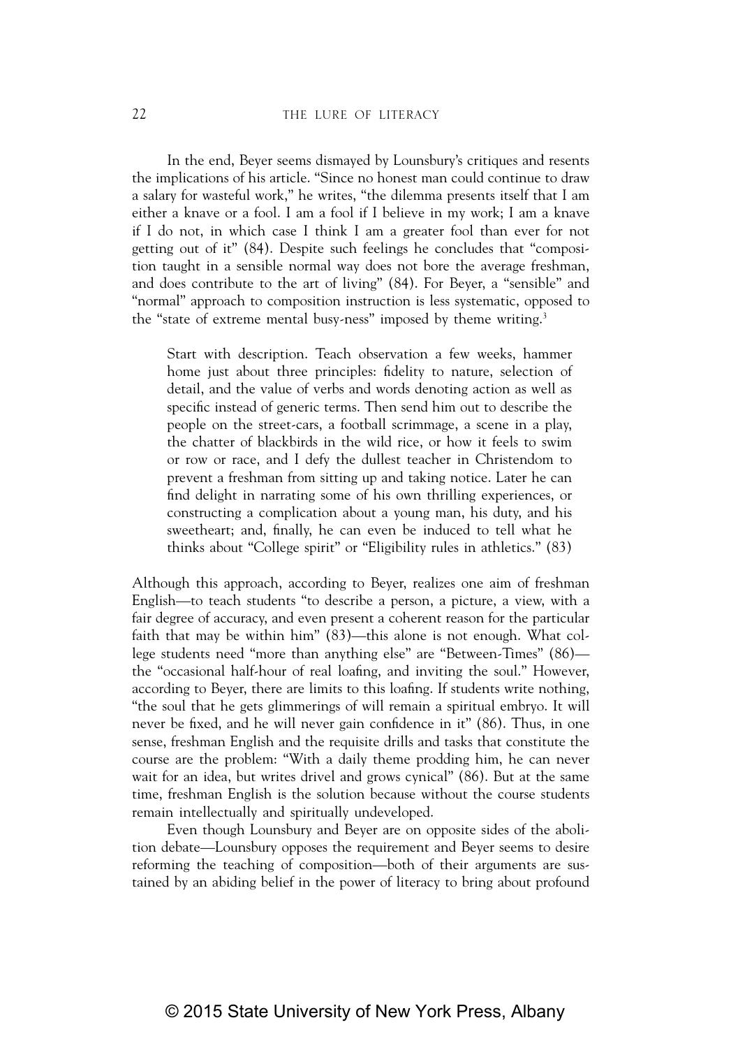In the end, Beyer seems dismayed by Lounsbury's critiques and resents the implications of his article. "Since no honest man could continue to draw a salary for wasteful work," he writes, "the dilemma presents itself that I am either a knave or a fool. I am a fool if I believe in my work; I am a knave if I do not, in which case I think I am a greater fool than ever for not getting out of it" (84). Despite such feelings he concludes that "composition taught in a sensible normal way does not bore the average freshman, and does contribute to the art of living" (84). For Beyer, a "sensible" and "normal" approach to composition instruction is less systematic, opposed to the "state of extreme mental busy-ness" imposed by theme writing.[3]

> Start with description. Teach observation a few weeks, hammer home just about three principles: fidelity to nature, selection of detail, and the value of verbs and words denoting action as well as specific instead of generic terms. Then send him out to describe the people on the street-cars, a football scrimmage, a scene in a play, the chatter of blackbirds in the wild rice, or how it feels to swim or row or race, and I defy the dullest teacher in Christendom to prevent a freshman from sitting up and taking notice. Later he can find delight in narrating some of his own thrilling experiences, or constructing a complication about a young man, his duty, and his sweetheart; and, finally, he can even be induced to tell what he thinks about "College spirit" or "Eligibility rules in athletics." (83)

Although this approach, according to Beyer, realizes one aim of freshman English—to teach students "to describe a person, a picture, a view, with a fair degree of accuracy, and even present a coherent reason for the particular faith that may be within him" (83)—this alone is not enough. What college students need "more than anything else" are "Between-Times" (86)—the "occasional half-hour of real loafing, and inviting the soul." However, according to Beyer, there are limits to this loafing. If students write nothing, "the soul that he gets glimmerings of will remain a spiritual embryo. It will never be fixed, and he will never gain confidence in it" (86). Thus, in one sense, freshman English and the requisite drills and tasks that constitute the course are the problem: "With a daily theme prodding him, he can never wait for an idea, but writes drivel and grows cynical" (86). But at the same time, freshman English is the solution because without the course students remain intellectually and spiritually undeveloped.

Even though Lounsbury and Beyer are on opposite sides of the abolition debate—Lounsbury opposes the requirement and Beyer seems to desire reforming the teaching of composition—both of their arguments are sustained by an abiding belief in the power of literacy to bring about profound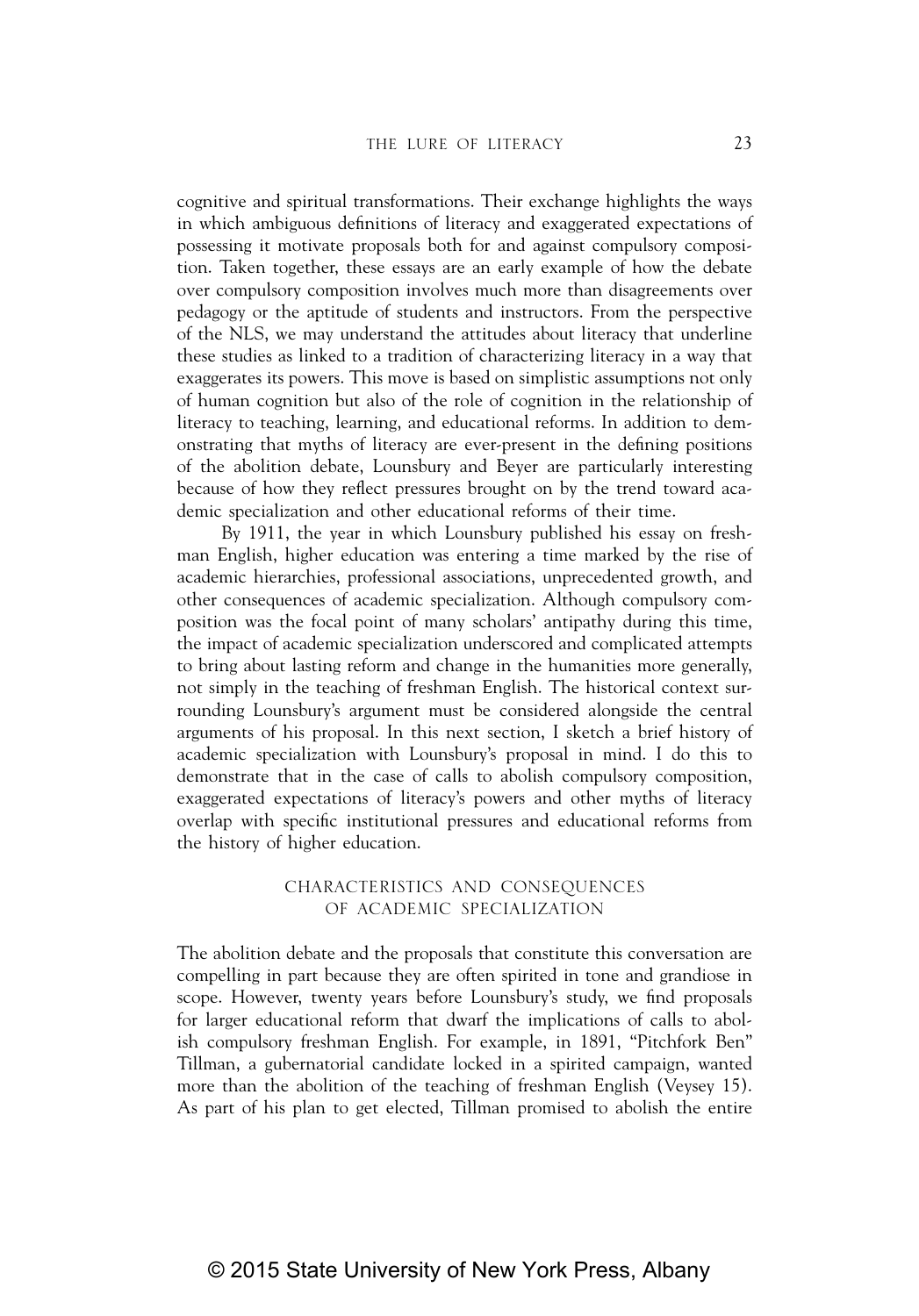cognitive and spiritual transformations. Their exchange highlights the ways in which ambiguous definitions of literacy and exaggerated expectations of possessing it motivate proposals both for and against compulsory composition. Taken together, these essays are an early example of how the debate over compulsory composition involves much more than disagreements over pedagogy or the aptitude of students and instructors. From the perspective of the NLS, we may understand the attitudes about literacy that underline these studies as linked to a tradition of characterizing literacy in a way that exaggerates its powers. This move is based on simplistic assumptions not only of human cognition but also of the role of cognition in the relationship of literacy to teaching, learning, and educational reforms. In addition to demonstrating that myths of literacy are ever-present in the defining positions of the abolition debate, Lounsbury and Beyer are particularly interesting because of how they reflect pressures brought on by the trend toward academic specialization and other educational reforms of their time.

By 1911, the year in which Lounsbury published his essay on freshman English, higher education was entering a time marked by the rise of academic hierarchies, professional associations, unprecedented growth, and other consequences of academic specialization. Although compulsory composition was the focal point of many scholars' antipathy during this time, the impact of academic specialization underscored and complicated attempts to bring about lasting reform and change in the humanities more generally, not simply in the teaching of freshman English. The historical context surrounding Lounsbury's argument must be considered alongside the central arguments of his proposal. In this next section, I sketch a brief history of academic specialization with Lounsbury's proposal in mind. I do this to demonstrate that in the case of calls to abolish compulsory composition, exaggerated expectations of literacy's powers and other myths of literacy overlap with specific institutional pressures and educational reforms from the history of higher education.

## Characteristics and Consequences of Academic Specialization

The abolition debate and the proposals that constitute this conversation are compelling in part because they are often spirited in tone and grandiose in scope. However, twenty years before Lounsbury's study, we find proposals for larger educational reform that dwarf the implications of calls to abolish compulsory freshman English. For example, in 1891, "Pitchfork Ben" Tillman, a gubernatorial candidate locked in a spirited campaign, wanted more than the abolition of the teaching of freshman English (Veysey 15). As part of his plan to get elected, Tillman promised to abolish the entire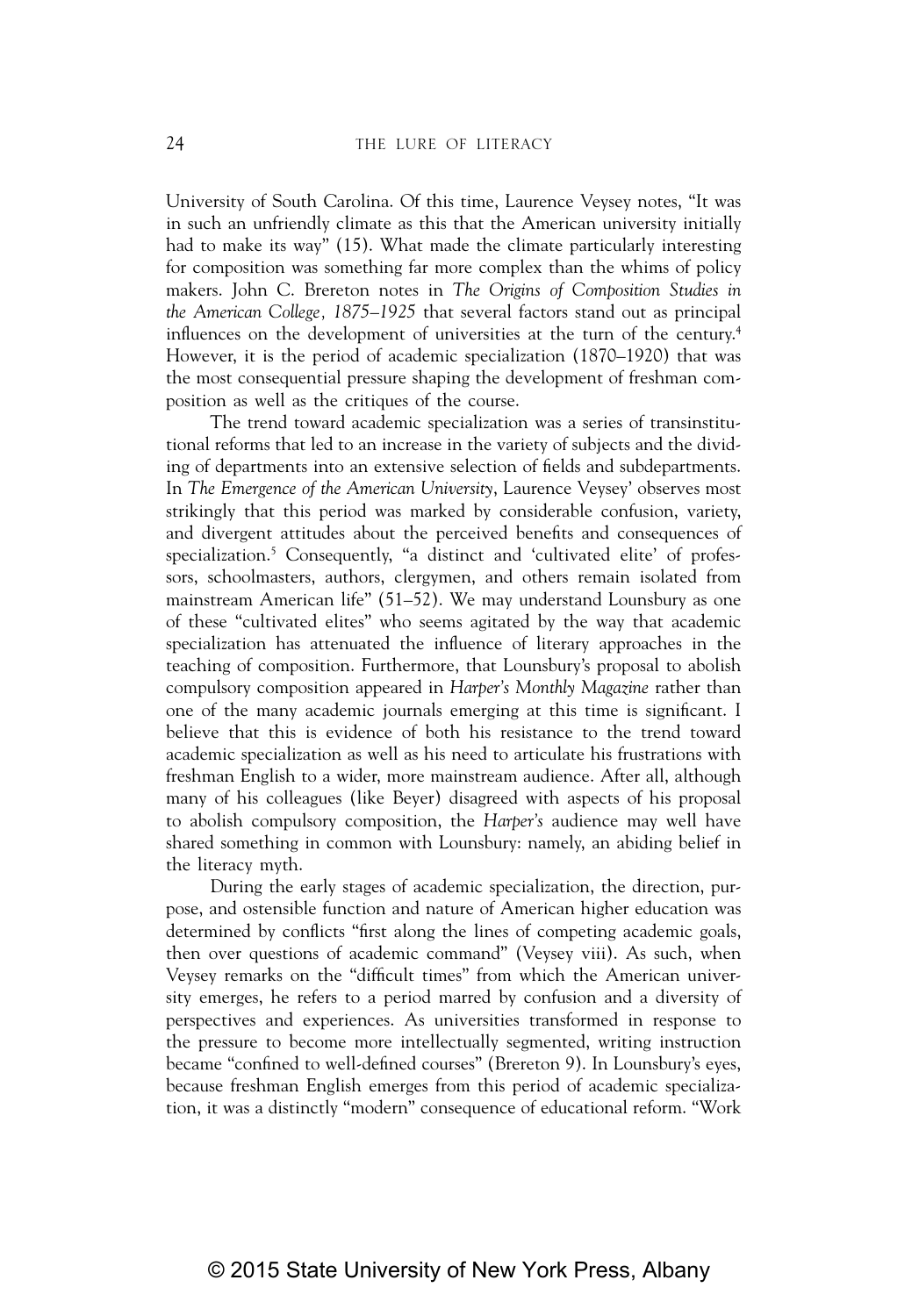University of South Carolina. Of this time, Laurence Veysey notes, "It was in such an unfriendly climate as this that the American university initially had to make its way" (15). What made the climate particularly interesting for composition was something far more complex than the whims of policy makers. John C. Brereton notes in *The Origins of Composition Studies in the American College, 1875–1925* that several factors stand out as principal influences on the development of universities at the turn of the century.[4] However, it is the period of academic specialization (1870–1920) that was the most consequential pressure shaping the development of freshman composition as well as the critiques of the course.

The trend toward academic specialization was a series of transinstitutional reforms that led to an increase in the variety of subjects and the dividing of departments into an extensive selection of fields and subdepartments. In *The Emergence of the American University*, Laurence Veysey' observes most strikingly that this period was marked by considerable confusion, variety, and divergent attitudes about the perceived benefits and consequences of specialization.[5] Consequently, "a distinct and 'cultivated elite' of professors, schoolmasters, authors, clergymen, and others remain isolated from mainstream American life" (51–52). We may understand Lounsbury as one of these "cultivated elites" who seems agitated by the way that academic specialization has attenuated the influence of literary approaches in the teaching of composition. Furthermore, that Lounsbury's proposal to abolish compulsory composition appeared in *Harper's Monthly Magazine* rather than one of the many academic journals emerging at this time is significant. I believe that this is evidence of both his resistance to the trend toward academic specialization as well as his need to articulate his frustrations with freshman English to a wider, more mainstream audience. After all, although many of his colleagues (like Beyer) disagreed with aspects of his proposal to abolish compulsory composition, the *Harper's* audience may well have shared something in common with Lounsbury: namely, an abiding belief in the literacy myth.

During the early stages of academic specialization, the direction, purpose, and ostensible function and nature of American higher education was determined by conflicts "first along the lines of competing academic goals, then over questions of academic command" (Veysey viii). As such, when Veysey remarks on the "difficult times" from which the American university emerges, he refers to a period marred by confusion and a diversity of perspectives and experiences. As universities transformed in response to the pressure to become more intellectually segmented, writing instruction became "confined to well-defined courses" (Brereton 9). In Lounsbury's eyes, because freshman English emerges from this period of academic specialization, it was a distinctly "modern" consequence of educational reform. "Work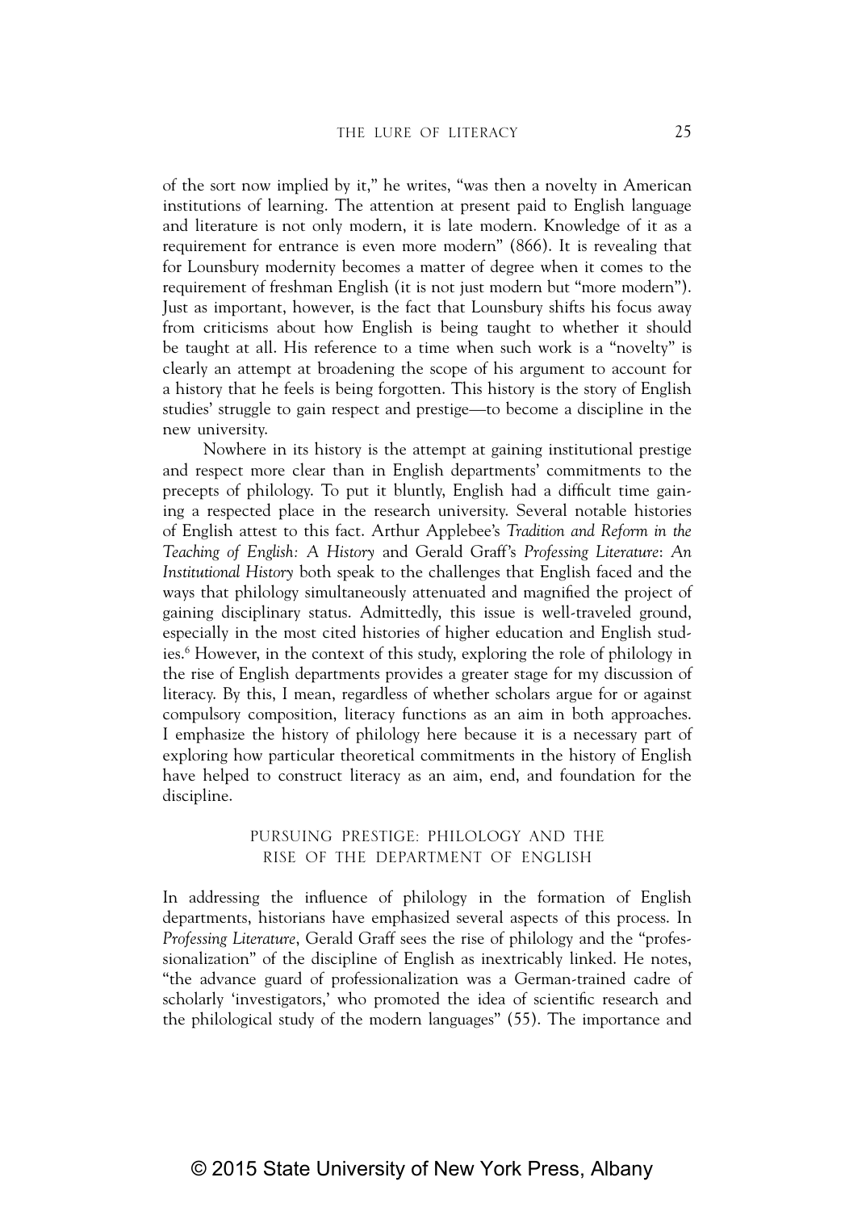of the sort now implied by it," he writes, "was then a novelty in American institutions of learning. The attention at present paid to English language and literature is not only modern, it is late modern. Knowledge of it as a requirement for entrance is even more modern" (866). It is revealing that for Lounsbury modernity becomes a matter of degree when it comes to the requirement of freshman English (it is not just modern but "more modern"). Just as important, however, is the fact that Lounsbury shifts his focus away from criticisms about how English is being taught to whether it should be taught at all. His reference to a time when such work is a "novelty" is clearly an attempt at broadening the scope of his argument to account for a history that he feels is being forgotten. This history is the story of English studies' struggle to gain respect and prestige—to become a discipline in the new university.

Nowhere in its history is the attempt at gaining institutional prestige and respect more clear than in English departments' commitments to the precepts of philology. To put it bluntly, English had a difficult time gaining a respected place in the research university. Several notable histories of English attest to this fact. Arthur Applebee's *Tradition and Reform in the Teaching of English: A History* and Gerald Graff's *Professing Literature: An Institutional History* both speak to the challenges that English faced and the ways that philology simultaneously attenuated and magnified the project of gaining disciplinary status. Admittedly, this issue is well-traveled ground, especially in the most cited histories of higher education and English studies.[6] However, in the context of this study, exploring the role of philology in the rise of English departments provides a greater stage for my discussion of literacy. By this, I mean, regardless of whether scholars argue for or against compulsory composition, literacy functions as an aim in both approaches. I emphasize the history of philology here because it is a necessary part of exploring how particular theoretical commitments in the history of English have helped to construct literacy as an aim, end, and foundation for the discipline.

## PURSUING PRESTIGE: PHILOLOGY AND THE RISE OF THE DEPARTMENT OF ENGLISH

In addressing the influence of philology in the formation of English departments, historians have emphasized several aspects of this process. In *Professing Literature*, Gerald Graff sees the rise of philology and the "professionalization" of the discipline of English as inextricably linked. He notes, "the advance guard of professionalization was a German-trained cadre of scholarly 'investigators,' who promoted the idea of scientific research and the philological study of the modern languages" (55). The importance and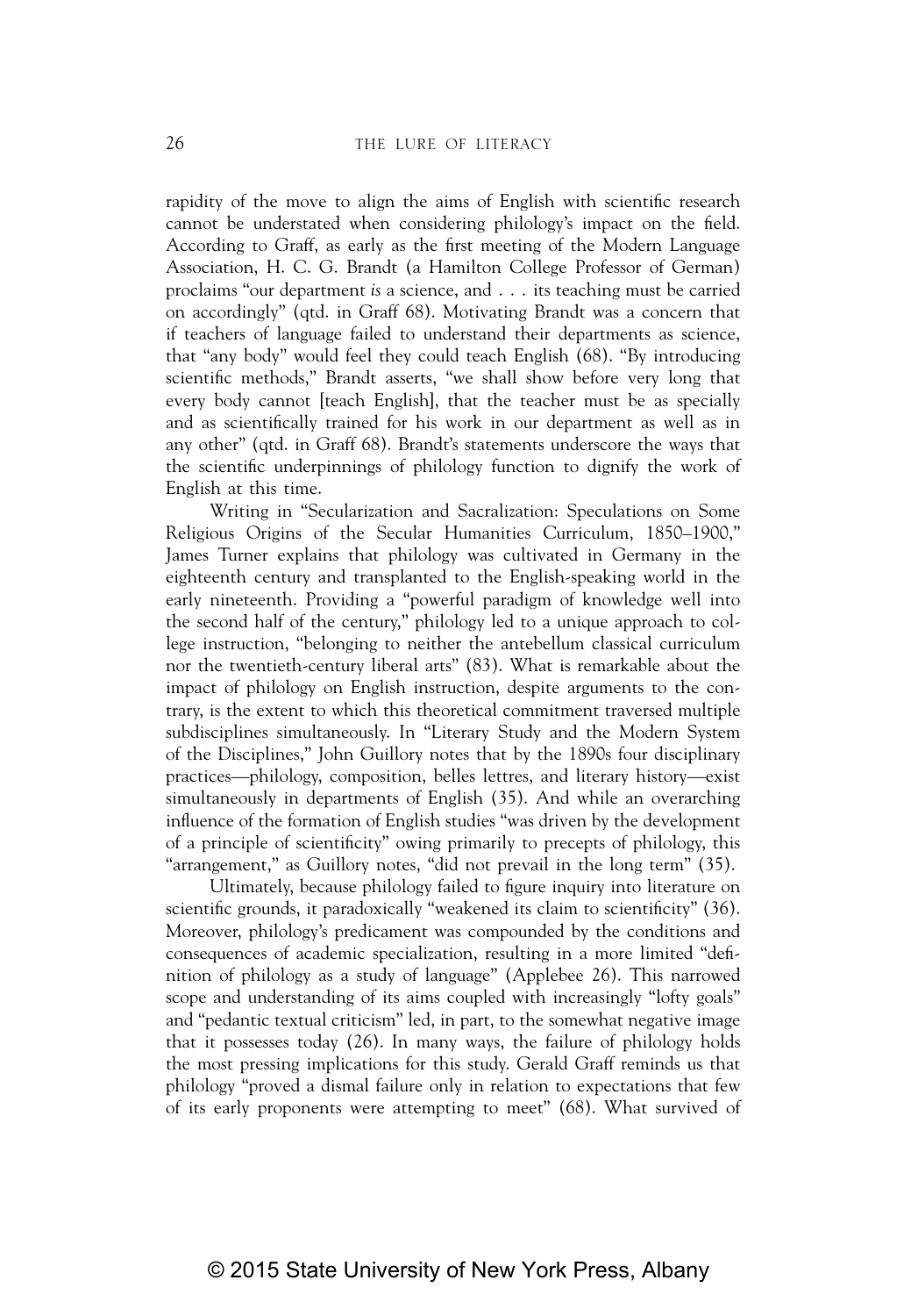rapidity of the move to align the aims of English with scientific research cannot be understated when considering philology's impact on the field. According to Graff, as early as the first meeting of the Modern Language Association, H. C. G. Brandt (a Hamilton College Professor of German) proclaims "our department *is* a science, and . . . its teaching must be carried on accordingly" (qtd. in Graff 68). Motivating Brandt was a concern that if teachers of language failed to understand their departments as science, that "any body" would feel they could teach English (68). "By introducing scientific methods," Brandt asserts, "we shall show before very long that every body cannot [teach English], that the teacher must be as specially and as scientifically trained for his work in our department as well as in any other" (qtd. in Graff 68). Brandt's statements underscore the ways that the scientific underpinnings of philology function to dignify the work of English at this time.

Writing in "Secularization and Sacralization: Speculations on Some Religious Origins of the Secular Humanities Curriculum, 1850–1900," James Turner explains that philology was cultivated in Germany in the eighteenth century and transplanted to the English-speaking world in the early nineteenth. Providing a "powerful paradigm of knowledge well into the second half of the century," philology led to a unique approach to college instruction, "belonging to neither the antebellum classical curriculum nor the twentieth-century liberal arts" (83). What is remarkable about the impact of philology on English instruction, despite arguments to the contrary, is the extent to which this theoretical commitment traversed multiple subdisciplines simultaneously. In "Literary Study and the Modern System of the Disciplines," John Guillory notes that by the 1890s four disciplinary practices—philology, composition, belles lettres, and literary history—exist simultaneously in departments of English (35). And while an overarching influence of the formation of English studies "was driven by the development of a principle of scientificity" owing primarily to precepts of philology, this "arrangement," as Guillory notes, "did not prevail in the long term" (35).

Ultimately, because philology failed to figure inquiry into literature on scientific grounds, it paradoxically "weakened its claim to scientificity" (36). Moreover, philology's predicament was compounded by the conditions and consequences of academic specialization, resulting in a more limited "definition of philology as a study of language" (Applebee 26). This narrowed scope and understanding of its aims coupled with increasingly "lofty goals" and "pedantic textual criticism" led, in part, to the somewhat negative image that it possesses today (26). In many ways, the failure of philology holds the most pressing implications for this study. Gerald Graff reminds us that philology "proved a dismal failure only in relation to expectations that few of its early proponents were attempting to meet" (68). What survived of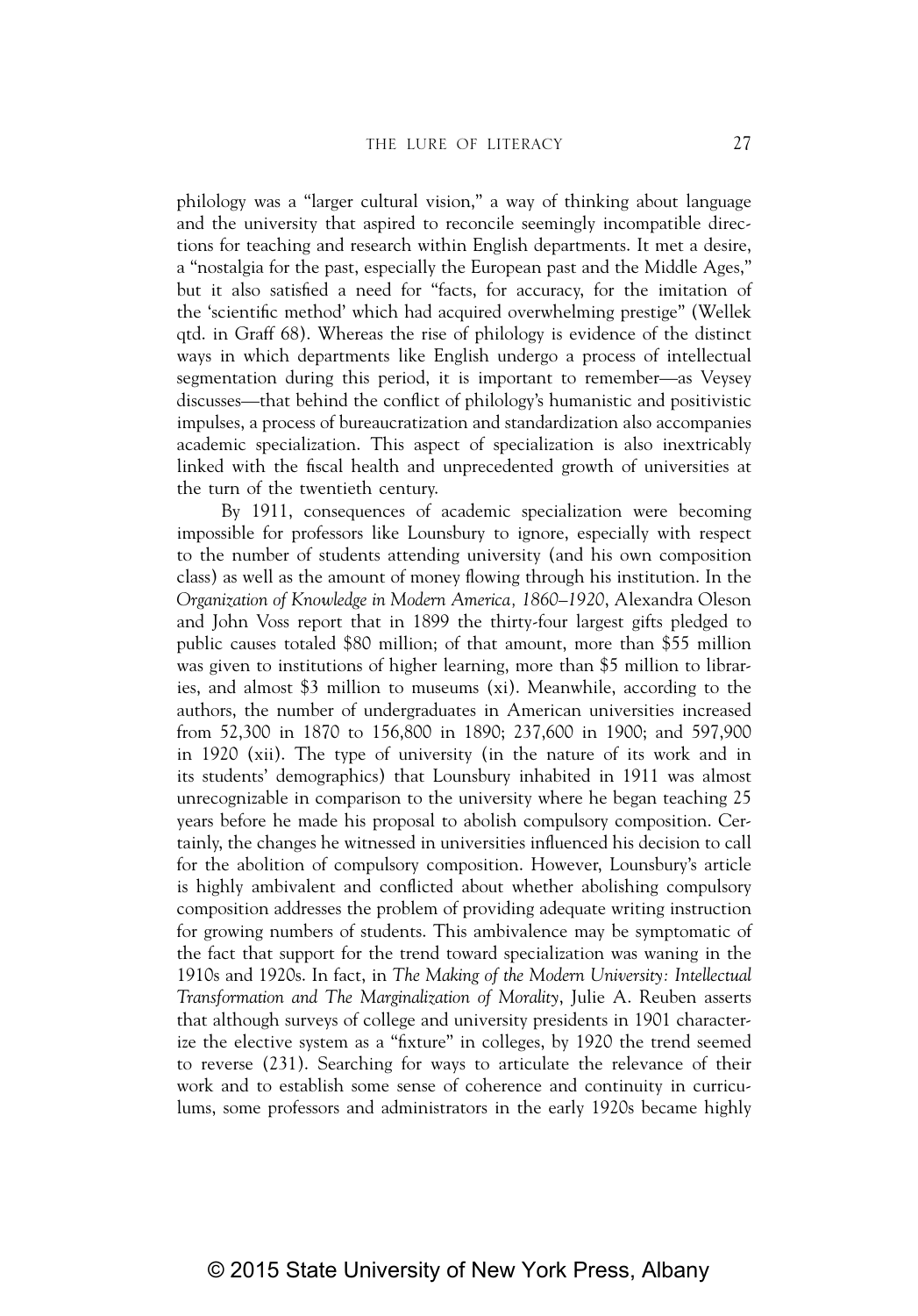philology was a "larger cultural vision," a way of thinking about language and the university that aspired to reconcile seemingly incompatible directions for teaching and research within English departments. It met a desire, a "nostalgia for the past, especially the European past and the Middle Ages," but it also satisfied a need for "facts, for accuracy, for the imitation of the 'scientific method' which had acquired overwhelming prestige" (Wellek qtd. in Graff 68). Whereas the rise of philology is evidence of the distinct ways in which departments like English undergo a process of intellectual segmentation during this period, it is important to remember—as Veysey discusses—that behind the conflict of philology's humanistic and positivistic impulses, a process of bureaucratization and standardization also accompanies academic specialization. This aspect of specialization is also inextricably linked with the fiscal health and unprecedented growth of universities at the turn of the twentieth century.

By 1911, consequences of academic specialization were becoming impossible for professors like Lounsbury to ignore, especially with respect to the number of students attending university (and his own composition class) as well as the amount of money flowing through his institution. In the *Organization of Knowledge in Modern America, 1860–1920*, Alexandra Oleson and John Voss report that in 1899 the thirty-four largest gifts pledged to public causes totaled $80 million; of that amount, more than $55 million was given to institutions of higher learning, more than $5 million to libraries, and almost $3 million to museums (xi). Meanwhile, according to the authors, the number of undergraduates in American universities increased from 52,300 in 1870 to 156,800 in 1890; 237,600 in 1900; and 597,900 in 1920 (xii). The type of university (in the nature of its work and in its students' demographics) that Lounsbury inhabited in 1911 was almost unrecognizable in comparison to the university where he began teaching 25 years before he made his proposal to abolish compulsory composition. Certainly, the changes he witnessed in universities influenced his decision to call for the abolition of compulsory composition. However, Lounsbury's article is highly ambivalent and conflicted about whether abolishing compulsory composition addresses the problem of providing adequate writing instruction for growing numbers of students. This ambivalence may be symptomatic of the fact that support for the trend toward specialization was waning in the 1910s and 1920s. In fact, in *The Making of the Modern University: Intellectual Transformation and The Marginalization of Morality*, Julie A. Reuben asserts that although surveys of college and university presidents in 1901 characterize the elective system as a "fixture" in colleges, by 1920 the trend seemed to reverse (231). Searching for ways to articulate the relevance of their work and to establish some sense of coherence and continuity in curriculums, some professors and administrators in the early 1920s became highly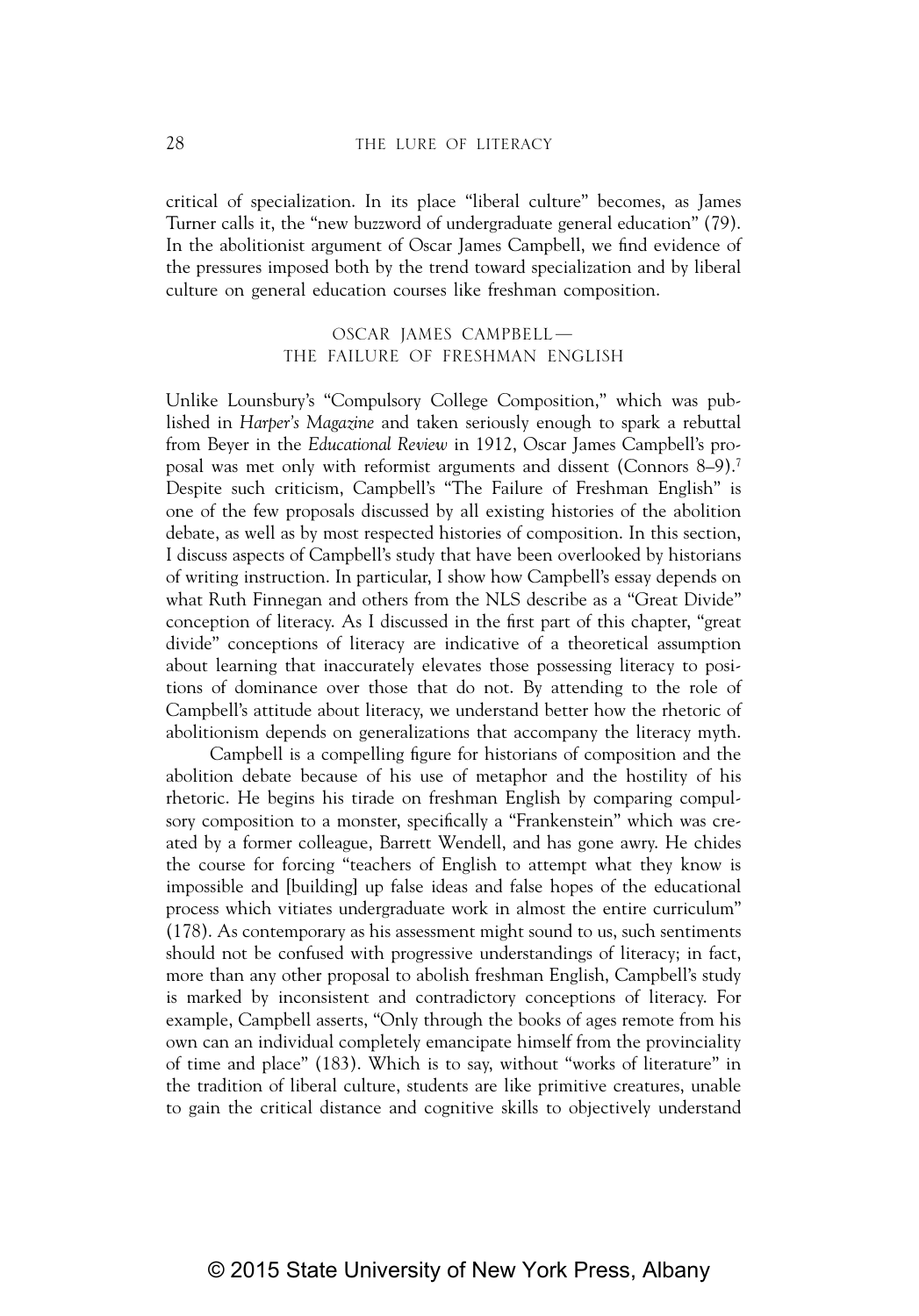critical of specialization. In its place "liberal culture" becomes, as James Turner calls it, the "new buzzword of undergraduate general education" (79). In the abolitionist argument of Oscar James Campbell, we find evidence of the pressures imposed both by the trend toward specialization and by liberal culture on general education courses like freshman composition.

## OSCAR JAMES CAMPBELL— THE FAILURE OF FRESHMAN ENGLISH

Unlike Lounsbury's "Compulsory College Composition," which was published in *Harper's Magazine* and taken seriously enough to spark a rebuttal from Beyer in the *Educational Review* in 1912, Oscar James Campbell's proposal was met only with reformist arguments and dissent (Connors 8–9).[7] Despite such criticism, Campbell's "The Failure of Freshman English" is one of the few proposals discussed by all existing histories of the abolition debate, as well as by most respected histories of composition. In this section, I discuss aspects of Campbell's study that have been overlooked by historians of writing instruction. In particular, I show how Campbell's essay depends on what Ruth Finnegan and others from the NLS describe as a "Great Divide" conception of literacy. As I discussed in the first part of this chapter, "great divide" conceptions of literacy are indicative of a theoretical assumption about learning that inaccurately elevates those possessing literacy to positions of dominance over those that do not. By attending to the role of Campbell's attitude about literacy, we understand better how the rhetoric of abolitionism depends on generalizations that accompany the literacy myth.

Campbell is a compelling figure for historians of composition and the abolition debate because of his use of metaphor and the hostility of his rhetoric. He begins his tirade on freshman English by comparing compulsory composition to a monster, specifically a "Frankenstein" which was created by a former colleague, Barrett Wendell, and has gone awry. He chides the course for forcing "teachers of English to attempt what they know is impossible and [building] up false ideas and false hopes of the educational process which vitiates undergraduate work in almost the entire curriculum" (178). As contemporary as his assessment might sound to us, such sentiments should not be confused with progressive understandings of literacy; in fact, more than any other proposal to abolish freshman English, Campbell's study is marked by inconsistent and contradictory conceptions of literacy. For example, Campbell asserts, "Only through the books of ages remote from his own can an individual completely emancipate himself from the provinciality of time and place" (183). Which is to say, without "works of literature" in the tradition of liberal culture, students are like primitive creatures, unable to gain the critical distance and cognitive skills to objectively understand